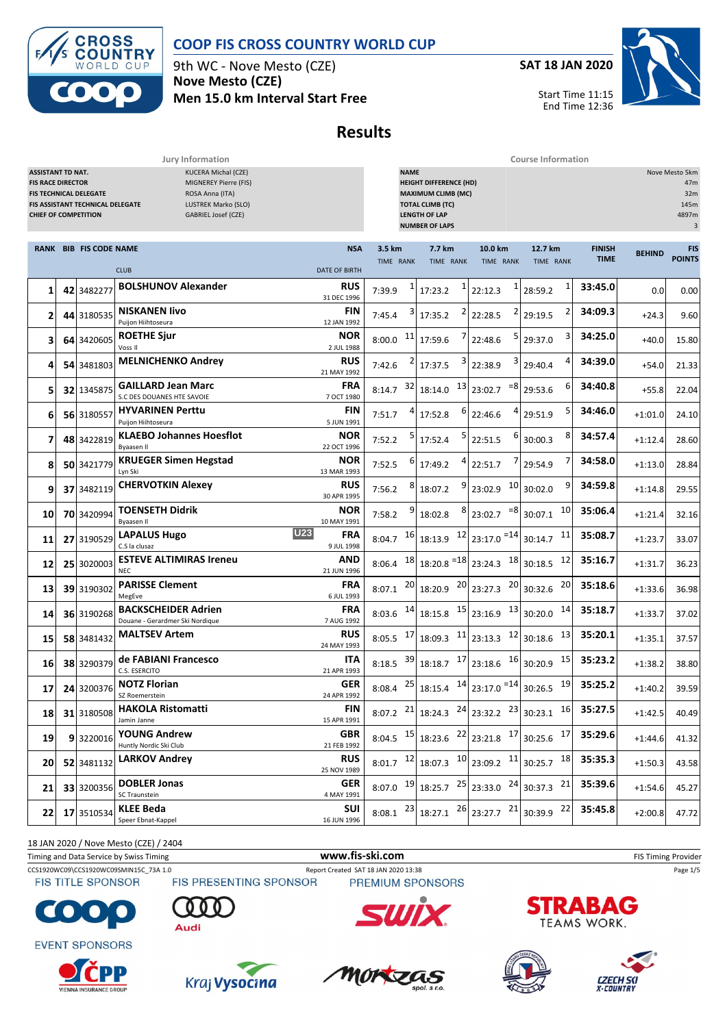# COOP FIS CROSS COUNTRY WORLD CUP

9th WC - Nove Mesto (CZE)
**Nove Mesto (CZE)**
**Men 15.0 km Interval Start Free**

**SAT 18 JAN 2020**

Start Time 11:15
End Time 12:36

## Results

| Jury Information | |
|---|---|
| ASSISTANT TD NAT. | KUCERA Michal (CZE) |
| FIS RACE DIRECTOR | MIGNEREY Pierre (FIS) |
| FIS TECHNICAL DELEGATE | ROSA Anna (ITA) |
| FIS ASSISTANT TECHNICAL DELEGATE | LUSTREK Marko (SLO) |
| CHIEF OF COMPETITION | GABRIEL Josef (CZE) |

| Course Information | |
|---|---|
| NAME | Nove Mesto 5km |
| HEIGHT DIFFERENCE (HD) | 47m |
| MAXIMUM CLIMB (MC) | 32m |
| TOTAL CLIMB (TC) | 145m |
| LENGTH OF LAP | 4897m |
| NUMBER OF LAPS | 3 |

| RANK | BIB | FIS CODE | NAME / CLUB | NSA / DATE OF BIRTH | 3.5 km TIME | RANK | 7.7 km TIME | RANK | 10.0 km TIME | RANK | 12.7 km TIME | RANK | FINISH TIME | BEHIND | FIS POINTS |
|---|---|---|---|---|---|---|---|---|---|---|---|---|---|---|---|
| 1 | 42 | 3482277 | **BOLSHUNOV Alexander** | RUS 31 DEC 1996 | 7:39.9 | 1 | 17:23.2 | 1 | 22:12.3 | 1 | 28:59.2 | 1 | 33:45.0 | 0.0 | 0.00 |
| 2 | 44 | 3180535 | **NISKANEN Iivo** Puijon Hiihtoseura | FIN 12 JAN 1992 | 7:45.4 | 3 | 17:35.2 | 2 | 22:28.5 | 2 | 29:19.5 | 2 | 34:09.3 | +24.3 | 9.60 |
| 3 | 64 | 3420605 | **ROETHE Sjur** Voss Il | NOR 2 JUL 1988 | 8:00.0 | 11 | 17:59.6 | 7 | 22:48.6 | 5 | 29:37.0 | 3 | 34:25.0 | +40.0 | 15.80 |
| 4 | 54 | 3481803 | **MELNICHENKO Andrey** | RUS 21 MAY 1992 | 7:42.6 | 2 | 17:37.5 | 3 | 22:38.9 | 3 | 29:40.4 | 4 | 34:39.0 | +54.0 | 21.33 |
| 5 | 32 | 1345875 | **GAILLARD Jean Marc** S.C DES DOUANES HTE SAVOIE | FRA 7 OCT 1980 | 8:14.7 | 32 | 18:14.0 | 13 | 23:02.7 | =8 | 29:53.6 | 6 | 34:40.8 | +55.8 | 22.04 |
| 6 | 56 | 3180557 | **HYVARINEN Perttu** Puijon Hiihtoseura | FIN 5 JUN 1991 | 7:51.7 | 4 | 17:52.8 | 6 | 22:46.6 | 4 | 29:51.9 | 5 | 34:46.0 | +1:01.0 | 24.10 |
| 7 | 48 | 3422819 | **KLAEBO Johannes Hoesflot** Byaasen Il | NOR 22 OCT 1996 | 7:52.2 | 5 | 17:52.4 | 5 | 22:51.5 | 6 | 30:00.3 | 8 | 34:57.4 | +1:12.4 | 28.60 |
| 8 | 50 | 3421779 | **KRUEGER Simen Hegstad** Lyn Ski | NOR 13 MAR 1993 | 7:52.5 | 6 | 17:49.2 | 4 | 22:51.7 | 7 | 29:54.9 | 7 | 34:58.0 | +1:13.0 | 28.84 |
| 9 | 37 | 3482119 | **CHERVOTKIN Alexey** | RUS 30 APR 1995 | 7:56.2 | 8 | 18:07.2 | 9 | 23:02.9 | 10 | 30:02.0 | 9 | 34:59.8 | +1:14.8 | 29.55 |
| 10 | 70 | 3420994 | **TOENSETH Didrik** Byaasen Il | NOR 10 MAY 1991 | 7:58.2 | 9 | 18:02.8 | 8 | 23:02.7 | =8 | 30:07.1 | 10 | 35:06.4 | +1:21.4 | 32.16 |
| 11 | 27 | 3190529 | **LAPALUS Hugo** (U23) C.S la clusaz | FRA 9 JUL 1998 | 8:04.7 | 16 | 18:13.9 | 12 | 23:17.0 | =14 | 30:14.7 | 11 | 35:08.7 | +1:23.7 | 33.07 |
| 12 | 25 | 3020003 | **ESTEVE ALTIMIRAS Ireneu** NEC | AND 21 JUN 1996 | 8:06.4 | 18 | 18:20.8 | =18 | 23:24.3 | 18 | 30:18.5 | 12 | 35:16.7 | +1:31.7 | 36.23 |
| 13 | 39 | 3190302 | **PARISSE Clement** MegEve | FRA 6 JUL 1993 | 8:07.1 | 20 | 18:20.9 | 20 | 23:27.3 | 20 | 30:32.6 | 20 | 35:18.6 | +1:33.6 | 36.98 |
| 14 | 36 | 3190268 | **BACKSCHEIDER Adrien** Douane - Gerardmer Ski Nordique | FRA 7 AUG 1992 | 8:03.6 | 14 | 18:15.8 | 15 | 23:16.9 | 13 | 30:20.0 | 14 | 35:18.7 | +1:33.7 | 37.02 |
| 15 | 58 | 3481432 | **MALTSEV Artem** | RUS 24 MAY 1993 | 8:05.5 | 17 | 18:09.3 | 11 | 23:13.3 | 12 | 30:18.6 | 13 | 35:20.1 | +1:35.1 | 37.57 |
| 16 | 38 | 3290379 | **de FABIANI Francesco** C.S. ESERCITO | ITA 21 APR 1993 | 8:18.5 | 39 | 18:18.7 | 17 | 23:18.6 | 16 | 30:20.9 | 15 | 35:23.2 | +1:38.2 | 38.80 |
| 17 | 24 | 3200376 | **NOTZ Florian** SZ Roemerstein | GER 24 APR 1992 | 8:08.4 | 25 | 18:15.4 | 14 | 23:17.0 | =14 | 30:26.5 | 19 | 35:25.2 | +1:40.2 | 39.59 |
| 18 | 31 | 3180508 | **HAKOLA Ristomatti** Jamin Janne | FIN 15 APR 1991 | 8:07.2 | 21 | 18:24.3 | 24 | 23:32.2 | 23 | 30:23.1 | 16 | 35:27.5 | +1:42.5 | 40.49 |
| 19 | 9 | 3220016 | **YOUNG Andrew** Huntly Nordic Ski Club | GBR 21 FEB 1992 | 8:04.5 | 15 | 18:23.6 | 22 | 23:21.8 | 17 | 30:25.6 | 17 | 35:29.6 | +1:44.6 | 41.32 |
| 20 | 52 | 3481132 | **LARKOV Andrey** | RUS 25 NOV 1989 | 8:01.7 | 12 | 18:07.3 | 10 | 23:09.2 | 11 | 30:25.7 | 18 | 35:35.3 | +1:50.3 | 43.58 |
| 21 | 33 | 3200356 | **DOBLER Jonas** SC Traunstein | GER 4 MAY 1991 | 8:07.0 | 19 | 18:25.7 | 25 | 23:33.0 | 24 | 30:37.3 | 21 | 35:39.6 | +1:54.6 | 45.27 |
| 22 | 17 | 3510534 | **KLEE Beda** Speer Ebnat-Kappel | SUI 16 JUN 1996 | 8:08.1 | 23 | 18:27.1 | 26 | 23:27.7 | 21 | 30:39.9 | 22 | 35:45.8 | +2:00.8 | 47.72 |

18 JAN 2020 / Nove Mesto (CZE) / 2404

Timing and Data Service by Swiss Timing — www.fis-ski.com — FIS Timing Provider

CCS1920WC09\CCS1920WC09SMIN15C_73A 1.0 — Report Created SAT 18 JAN 2020 13:38

FIS TITLE SPONSOR: COOP — FIS PRESENTING SPONSOR: Audi — PREMIUM SPONSORS: SWIX, STRABAG TEAMS WORK.

EVENT SPONSORS: ČPP Vienna Insurance Group, Kraj Vysočina, Montas spol. s r.o., Czech Ski X-Country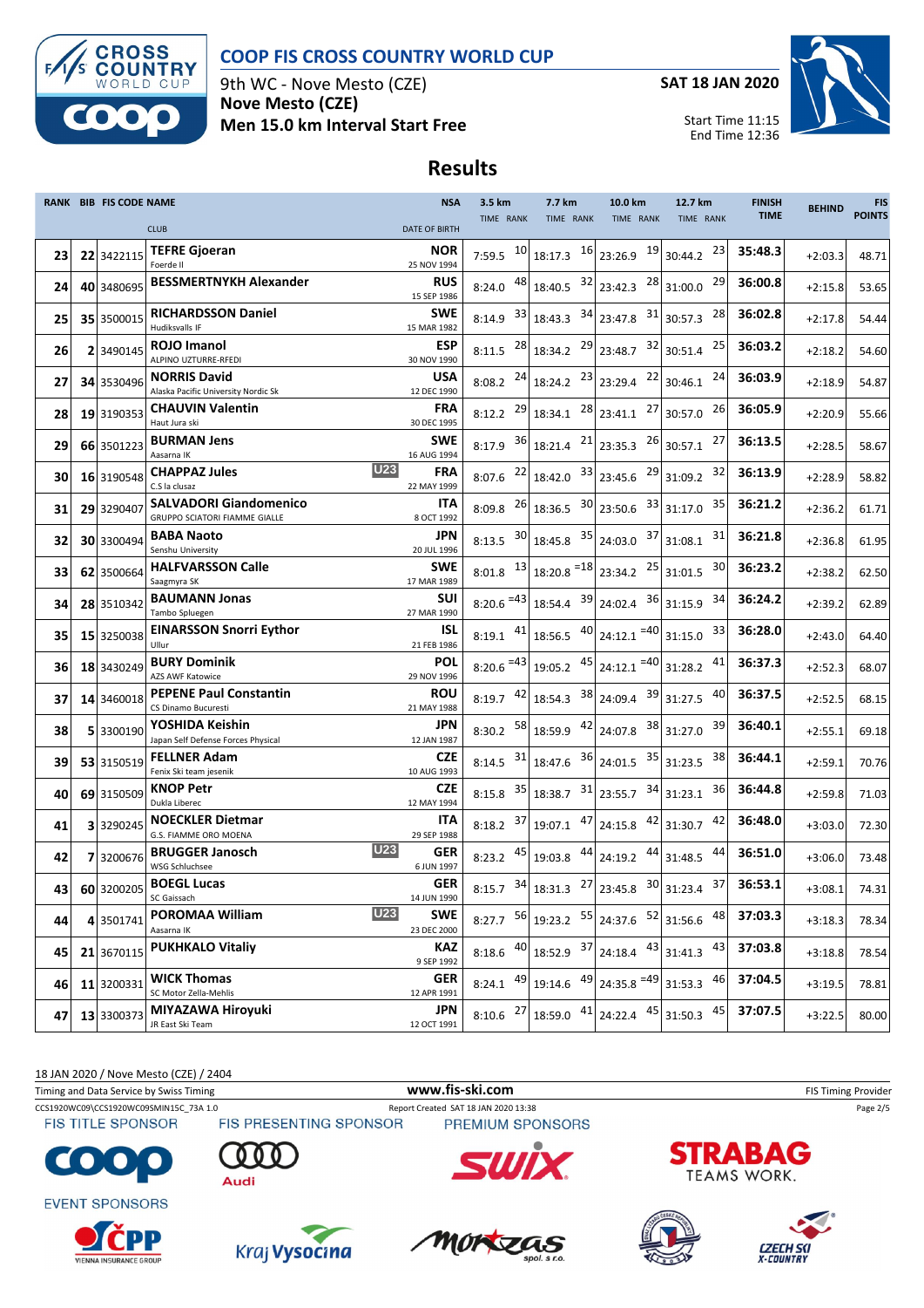# COOP FIS CROSS COUNTRY WORLD CUP

9th WC - Nove Mesto (CZE)
**Nove Mesto (CZE)**
**Men 15.0 km Interval Start Free**

**SAT 18 JAN 2020**

Start Time 11:15
End Time 12:36

## Results

| RANK | BIB | FIS CODE | NAME / CLUB | | NSA / DATE OF BIRTH | 3.5 km TIME | RANK | 7.7 km TIME | RANK | 10.0 km TIME | RANK | 12.7 km TIME | RANK | FINISH TIME | BEHIND | FIS POINTS |
|---|---|---|---|---|---|---|---|---|---|---|---|---|---|---|---|---|
| 23 | 22 | 3422115 | **TEFRE Gjoeran** Foerde Il | | **NOR** 25 NOV 1994 | 7:59.5 | 10 | 18:17.3 | 16 | 23:26.9 | 19 | 30:44.2 | 23 | **35:48.3** | +2:03.3 | 48.71 |
| 24 | 40 | 3480695 | **BESSMERTNYKH Alexander** | | **RUS** 15 SEP 1986 | 8:24.0 | 48 | 18:40.5 | 32 | 23:42.3 | 28 | 31:00.0 | 29 | **36:00.8** | +2:15.8 | 53.65 |
| 25 | 35 | 3500015 | **RICHARDSSON Daniel** Hudiksvalls IF | | **SWE** 15 MAR 1982 | 8:14.9 | 33 | 18:43.3 | 34 | 23:47.8 | 31 | 30:57.3 | 28 | **36:02.8** | +2:17.8 | 54.44 |
| 26 | 2 | 3490145 | **ROJO Imanol** ALPINO UZTURRE-RFEDI | | **ESP** 30 NOV 1990 | 8:11.5 | 28 | 18:34.2 | 29 | 23:48.7 | 32 | 30:51.4 | 25 | **36:03.2** | +2:18.2 | 54.60 |
| 27 | 34 | 3530496 | **NORRIS David** Alaska Pacific University Nordic Sk | | **USA** 12 DEC 1990 | 8:08.2 | 24 | 18:24.2 | 23 | 23:29.4 | 22 | 30:46.1 | 24 | **36:03.9** | +2:18.9 | 54.87 |
| 28 | 19 | 3190353 | **CHAUVIN Valentin** Haut Jura ski | | **FRA** 30 DEC 1995 | 8:12.2 | 29 | 18:34.1 | 28 | 23:41.1 | 27 | 30:57.0 | 26 | **36:05.9** | +2:20.9 | 55.66 |
| 29 | 66 | 3501223 | **BURMAN Jens** Aasarna IK | | **SWE** 16 AUG 1994 | 8:17.9 | 36 | 18:21.4 | 21 | 23:35.3 | 26 | 30:57.1 | 27 | **36:13.5** | +2:28.5 | 58.67 |
| 30 | 16 | 3190548 | **CHAPPAZ Jules** C.S la clusaz | U23 | **FRA** 22 MAY 1999 | 8:07.6 | 22 | 18:42.0 | 33 | 23:45.6 | 29 | 31:09.2 | 32 | **36:13.9** | +2:28.9 | 58.82 |
| 31 | 29 | 3290407 | **SALVADORI Giandomenico** GRUPPO SCIATORI FIAMME GIALLE | | **ITA** 8 OCT 1992 | 8:09.8 | 26 | 18:36.5 | 30 | 23:50.6 | 33 | 31:17.0 | 35 | **36:21.2** | +2:36.2 | 61.71 |
| 32 | 30 | 3300494 | **BABA Naoto** Senshu University | | **JPN** 20 JUL 1996 | 8:13.5 | 30 | 18:45.8 | 35 | 24:03.0 | 37 | 31:08.1 | 31 | **36:21.8** | +2:36.8 | 61.95 |
| 33 | 62 | 3500664 | **HALFVARSSON Calle** Saagmyra SK | | **SWE** 17 MAR 1989 | 8:01.8 | 13 | 18:20.8 | =18 | 23:34.2 | 25 | 31:01.5 | 30 | **36:23.2** | +2:38.2 | 62.50 |
| 34 | 28 | 3510342 | **BAUMANN Jonas** Tambo Spluegen | | **SUI** 27 MAR 1990 | 8:20.6 | =43 | 18:54.4 | 39 | 24:02.4 | 36 | 31:15.9 | 34 | **36:24.2** | +2:39.2 | 62.89 |
| 35 | 15 | 3250038 | **EINARSSON Snorri Eythor** Ullur | | **ISL** 21 FEB 1986 | 8:19.1 | 41 | 18:56.5 | 40 | 24:12.1 | =40 | 31:15.0 | 33 | **36:28.0** | +2:43.0 | 64.40 |
| 36 | 18 | 3430249 | **BURY Dominik** AZS AWF Katowice | | **POL** 29 NOV 1996 | 8:20.6 | =43 | 19:05.2 | 45 | 24:12.1 | =40 | 31:28.2 | 41 | **36:37.3** | +2:52.3 | 68.07 |
| 37 | 14 | 3460018 | **PEPENE Paul Constantin** CS Dinamo Bucuresti | | **ROU** 21 MAY 1988 | 8:19.7 | 42 | 18:54.3 | 38 | 24:09.4 | 39 | 31:27.5 | 40 | **36:37.5** | +2:52.5 | 68.15 |
| 38 | 5 | 3300190 | **YOSHIDA Keishin** Japan Self Defense Forces Physical | | **JPN** 12 JAN 1987 | 8:30.2 | 58 | 18:59.9 | 42 | 24:07.8 | 38 | 31:27.0 | 39 | **36:40.1** | +2:55.1 | 69.18 |
| 39 | 53 | 3150519 | **FELLNER Adam** Fenix Ski team jesenik | | **CZE** 10 AUG 1993 | 8:14.5 | 31 | 18:47.6 | 36 | 24:01.5 | 35 | 31:23.5 | 38 | **36:44.1** | +2:59.1 | 70.76 |
| 40 | 69 | 3150509 | **KNOP Petr** Dukla Liberec | | **CZE** 12 MAY 1994 | 8:15.8 | 35 | 18:38.7 | 31 | 23:55.7 | 34 | 31:23.1 | 36 | **36:44.8** | +2:59.8 | 71.03 |
| 41 | 3 | 3290245 | **NOECKLER Dietmar** G.S. FIAMME ORO MOENA | | **ITA** 29 SEP 1988 | 8:18.2 | 37 | 19:07.1 | 47 | 24:15.8 | 42 | 31:30.7 | 42 | **36:48.0** | +3:03.0 | 72.30 |
| 42 | 7 | 3200676 | **BRUGGER Janosch** WSG Schluchsee | U23 | **GER** 6 JUN 1997 | 8:23.2 | 45 | 19:03.8 | 44 | 24:19.2 | 44 | 31:48.5 | 44 | **36:51.0** | +3:06.0 | 73.48 |
| 43 | 60 | 3200205 | **BOEGL Lucas** SC Gaissach | | **GER** 14 JUN 1990 | 8:15.7 | 34 | 18:31.3 | 27 | 23:45.8 | 30 | 31:23.4 | 37 | **36:53.1** | +3:08.1 | 74.31 |
| 44 | 4 | 3501741 | **POROMAA William** Aasarna IK | U23 | **SWE** 23 DEC 2000 | 8:27.7 | 56 | 19:23.2 | 55 | 24:37.6 | 52 | 31:56.6 | 48 | **37:03.3** | +3:18.3 | 78.34 |
| 45 | 21 | 3670115 | **PUKHKALO Vitaliy** | | **KAZ** 9 SEP 1992 | 8:18.6 | 40 | 18:52.9 | 37 | 24:18.4 | 43 | 31:41.3 | 43 | **37:03.8** | +3:18.8 | 78.54 |
| 46 | 11 | 3200331 | **WICK Thomas** SC Motor Zella-Mehlis | | **GER** 12 APR 1991 | 8:24.1 | 49 | 19:14.6 | 49 | 24:35.8 | =49 | 31:53.3 | 46 | **37:04.5** | +3:19.5 | 78.81 |
| 47 | 13 | 3300373 | **MIYAZAWA Hiroyuki** JR East Ski Team | | **JPN** 12 OCT 1991 | 8:10.6 | 27 | 18:59.0 | 41 | 24:22.4 | 45 | 31:50.3 | 45 | **37:07.5** | +3:22.5 | 80.00 |

18 JAN 2020 / Nove Mesto (CZE) / 2404

Timing and Data Service by Swiss Timing — www.fis-ski.com — FIS Timing Provider

CCS1920WC09\CCS1920WC09SMIN15C_73A 1.0 — Report Created SAT 18 JAN 2020 13:38

FIS TITLE SPONSOR — FIS PRESENTING SPONSOR — PREMIUM SPONSORS

EVENT SPONSORS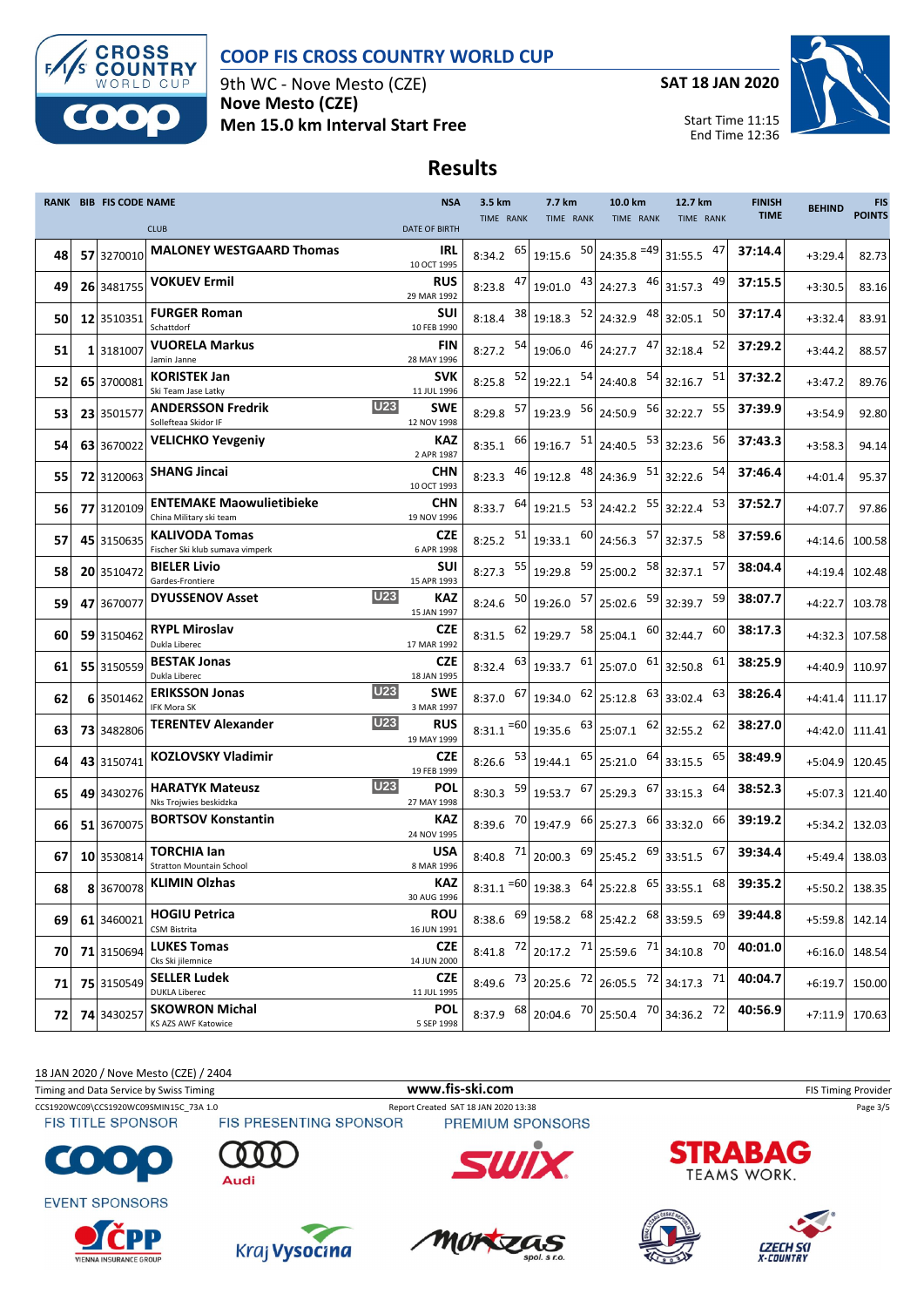# COOP FIS CROSS COUNTRY WORLD CUP

9th WC - Nove Mesto (CZE)
**Nove Mesto (CZE)**
**Men 15.0 km Interval Start Free**

**SAT 18 JAN 2020**

Start Time 11:15
End Time 12:36

## Results

| RANK | BIB | FIS CODE | NAME / CLUB | | NSA / DATE OF BIRTH | 3.5 km TIME | RANK | 7.7 km TIME | RANK | 10.0 km TIME | RANK | 12.7 km TIME | RANK | FINISH TIME | BEHIND | FIS POINTS |
|---|---|---|---|---|---|---|---|---|---|---|---|---|---|---|---|---|
| 48 | 57 | 3270010 | **MALONEY WESTGAARD Thomas** | | IRL 10 OCT 1995 | 8:34.2 | 65 | 19:15.6 | 50 | 24:35.8 | =49 | 31:55.5 | 47 | 37:14.4 | +3:29.4 | 82.73 |
| 49 | 26 | 3481755 | **VOKUEV Ermil** | | RUS 29 MAR 1992 | 8:23.8 | 47 | 19:01.0 | 43 | 24:27.3 | 46 | 31:57.3 | 49 | 37:15.5 | +3:30.5 | 83.16 |
| 50 | 12 | 3510351 | **FURGER Roman** Schattdorf | | SUI 10 FEB 1990 | 8:18.4 | 38 | 19:18.3 | 52 | 24:32.9 | 48 | 32:05.1 | 50 | 37:17.4 | +3:32.4 | 83.91 |
| 51 | 1 | 3181007 | **VUORELA Markus** Jamin Janne | | FIN 28 MAY 1996 | 8:27.2 | 54 | 19:06.0 | 46 | 24:27.7 | 47 | 32:18.4 | 52 | 37:29.2 | +3:44.2 | 88.57 |
| 52 | 65 | 3700081 | **KORISTEK Jan** Ski Team Jase Latky | | SVK 11 JUL 1996 | 8:25.8 | 52 | 19:22.1 | 54 | 24:40.8 | 54 | 32:16.7 | 51 | 37:32.2 | +3:47.2 | 89.76 |
| 53 | 23 | 3501577 | **ANDERSSON Fredrik** Sollefteaa Skidor IF | U23 | SWE 12 NOV 1998 | 8:29.8 | 57 | 19:23.9 | 56 | 24:50.9 | 56 | 32:22.7 | 55 | 37:39.9 | +3:54.9 | 92.80 |
| 54 | 63 | 3670022 | **VELICHKO Yevgeniy** | | KAZ 2 APR 1987 | 8:35.1 | 66 | 19:16.7 | 51 | 24:40.5 | 53 | 32:23.6 | 56 | 37:43.3 | +3:58.3 | 94.14 |
| 55 | 72 | 3120063 | **SHANG Jincai** | | CHN 10 OCT 1993 | 8:23.3 | 46 | 19:12.8 | 48 | 24:36.9 | 51 | 32:22.6 | 54 | 37:46.4 | +4:01.4 | 95.37 |
| 56 | 77 | 3120109 | **ENTEMAKE Maowulietibieke** China Military ski team | | CHN 19 NOV 1996 | 8:33.7 | 64 | 19:21.5 | 53 | 24:42.2 | 55 | 32:22.4 | 53 | 37:52.7 | +4:07.7 | 97.86 |
| 57 | 45 | 3150635 | **KALIVODA Tomas** Fischer Ski klub sumava vimperk | | CZE 6 APR 1998 | 8:25.2 | 51 | 19:33.1 | 60 | 24:56.3 | 57 | 32:37.5 | 58 | 37:59.6 | +4:14.6 | 100.58 |
| 58 | 20 | 3510472 | **BIELER Livio** Gardes-Frontiere | | SUI 15 APR 1993 | 8:27.3 | 55 | 19:29.8 | 59 | 25:00.2 | 58 | 32:37.1 | 57 | 38:04.4 | +4:19.4 | 102.48 |
| 59 | 47 | 3670077 | **DYUSSENOV Asset** | U23 | KAZ 15 JAN 1997 | 8:24.6 | 50 | 19:26.0 | 57 | 25:02.6 | 59 | 32:39.7 | 59 | 38:07.7 | +4:22.7 | 103.78 |
| 60 | 59 | 3150462 | **RYPL Miroslav** Dukla Liberec | | CZE 17 MAR 1992 | 8:31.5 | 62 | 19:29.7 | 58 | 25:04.1 | 60 | 32:44.7 | 60 | 38:17.3 | +4:32.3 | 107.58 |
| 61 | 55 | 3150559 | **BESTAK Jonas** Dukla Liberec | | CZE 18 JAN 1995 | 8:32.4 | 63 | 19:33.7 | 61 | 25:07.0 | 61 | 32:50.8 | 61 | 38:25.9 | +4:40.9 | 110.97 |
| 62 | 6 | 3501462 | **ERIKSSON Jonas** IFK Mora SK | U23 | SWE 3 MAR 1997 | 8:37.0 | 67 | 19:34.0 | 62 | 25:12.8 | 63 | 33:02.4 | 63 | 38:26.4 | +4:41.4 | 111.17 |
| 63 | 73 | 3482806 | **TERENTEV Alexander** | U23 | RUS 19 MAY 1999 | 8:31.1 | =60 | 19:35.6 | 63 | 25:07.1 | 62 | 32:55.2 | 62 | 38:27.0 | +4:42.0 | 111.41 |
| 64 | 43 | 3150741 | **KOZLOVSKY Vladimir** | | CZE 19 FEB 1999 | 8:26.6 | 53 | 19:44.1 | 65 | 25:21.0 | 64 | 33:15.5 | 65 | 38:49.9 | +5:04.9 | 120.45 |
| 65 | 49 | 3430276 | **HARATYK Mateusz** Nks Trojwies beskidzka | U23 | POL 27 MAY 1998 | 8:30.3 | 59 | 19:53.7 | 67 | 25:29.3 | 67 | 33:15.3 | 64 | 38:52.3 | +5:07.3 | 121.40 |
| 66 | 51 | 3670075 | **BORTSOV Konstantin** | | KAZ 24 NOV 1995 | 8:39.6 | 70 | 19:47.9 | 66 | 25:27.3 | 66 | 33:32.0 | 66 | 39:19.2 | +5:34.2 | 132.03 |
| 67 | 10 | 3530814 | **TORCHIA Ian** Stratton Mountain School | | USA 8 MAR 1996 | 8:40.8 | 71 | 20:00.3 | 69 | 25:45.2 | 69 | 33:51.5 | 67 | 39:34.4 | +5:49.4 | 138.03 |
| 68 | 8 | 3670078 | **KLIMIN Olzhas** | | KAZ 30 AUG 1996 | 8:31.1 | =60 | 19:38.3 | 64 | 25:22.8 | 65 | 33:55.1 | 68 | 39:35.2 | +5:50.2 | 138.35 |
| 69 | 61 | 3460021 | **HOGIU Petrica** CSM Bistrita | | ROU 16 JUN 1991 | 8:38.6 | 69 | 19:58.2 | 68 | 25:42.2 | 68 | 33:59.5 | 69 | 39:44.8 | +5:59.8 | 142.14 |
| 70 | 71 | 3150694 | **LUKES Tomas** Cks Ski jilemnice | | CZE 14 JUN 2000 | 8:41.8 | 72 | 20:17.2 | 71 | 25:59.6 | 71 | 34:10.8 | 70 | 40:01.0 | +6:16.0 | 148.54 |
| 71 | 75 | 3150549 | **SELLER Ludek** DUKLA Liberec | | CZE 11 JUL 1995 | 8:49.6 | 73 | 20:25.6 | 72 | 26:05.5 | 72 | 34:17.3 | 71 | 40:04.7 | +6:19.7 | 150.00 |
| 72 | 74 | 3430257 | **SKOWRON Michal** KS AZS AWF Katowice | | POL 5 SEP 1998 | 8:37.9 | 68 | 20:04.6 | 70 | 25:50.4 | 70 | 34:36.2 | 72 | 40:56.9 | +7:11.9 | 170.63 |

18 JAN 2020 / Nove Mesto (CZE) / 2404

Timing and Data Service by Swiss Timing — www.fis-ski.com — FIS Timing Provider

CCS1920WC09\CCS1920WC09SMIN15C_73A 1.0 — Report Created SAT 18 JAN 2020 13:38

FIS TITLE SPONSOR — FIS PRESENTING SPONSOR — PREMIUM SPONSORS

EVENT SPONSORS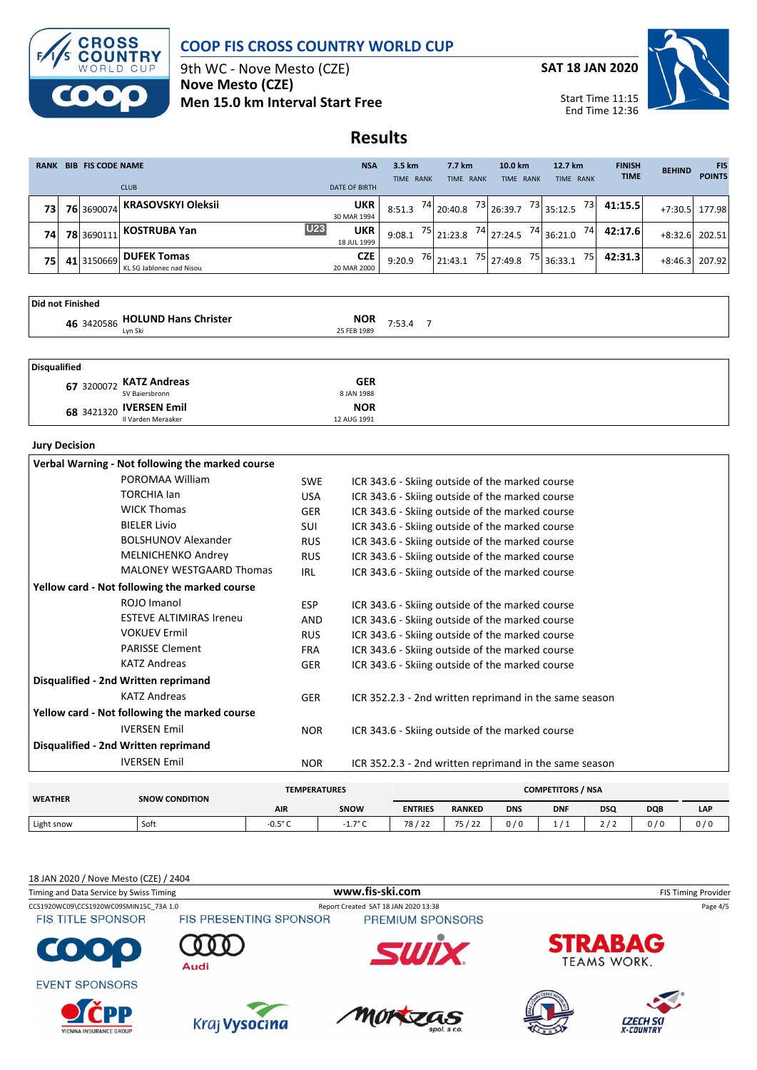# COOP FIS CROSS COUNTRY WORLD CUP

9th WC - Nove Mesto (CZE)

**Nove Mesto (CZE)**

**Men 15.0 km Interval Start Free**

**SAT 18 JAN 2020**

Start Time 11:15
End Time 12:36

## Results

| RANK | BIB | FIS CODE | NAME / CLUB | | NSA / DATE OF BIRTH | 3.5 km TIME | RANK | 7.7 km TIME | RANK | 10.0 km TIME | RANK | 12.7 km TIME | RANK | FINISH TIME | BEHIND | FIS POINTS |
|---|---|---|---|---|---|---|---|---|---|---|---|---|---|---|---|---|
| 73 | 76 | 3690074 | **KRASOVSKYI Oleksii** | | **UKR** 30 MAR 1994 | 8:51.3 | 74 | 20:40.8 | 73 | 26:39.7 | 73 | 35:12.5 | 73 | **41:15.5** | +7:30.5 | 177.98 |
| 74 | 78 | 3690111 | **KOSTRUBA Yan** | U23 | **UKR** 18 JUL 1999 | 9:08.1 | 75 | 21:23.8 | 74 | 27:24.5 | 74 | 36:21.0 | 74 | **42:17.6** | +8:32.6 | 202.51 |
| 75 | 41 | 3150669 | **DUFEK Tomas** KL SG Jablonec nad Nisou | | **CZE** 20 MAR 2000 | 9:20.9 | 76 | 21:43.1 | 75 | 27:49.8 | 75 | 36:33.1 | 75 | **42:31.3** | +8:46.3 | 207.92 |

**Did not Finished**

| BIB | FIS CODE | NAME / CLUB | NSA / DATE OF BIRTH | 3.5 km TIME | RANK |
|---|---|---|---|---|---|
| 46 | 3420586 | **HOLUND Hans Christer** Lyn Ski | **NOR** 25 FEB 1989 | 7:53.4 | 7 |

**Disqualified**

| BIB | FIS CODE | NAME / CLUB | NSA / DATE OF BIRTH |
|---|---|---|---|
| 67 | 3200072 | **KATZ Andreas** SV Baiersbronn | **GER** 8 JAN 1988 |
| 68 | 3421320 | **IVERSEN Emil** Il Varden Meraaker | **NOR** 12 AUG 1991 |

**Jury Decision**

| Name | NSA | Reason |
|---|---|---|
| **Verbal Warning - Not following the marked course** | | |
| POROMAA William | SWE | ICR 343.6 - Skiing outside of the marked course |
| TORCHIA Ian | USA | ICR 343.6 - Skiing outside of the marked course |
| WICK Thomas | GER | ICR 343.6 - Skiing outside of the marked course |
| BIELER Livio | SUI | ICR 343.6 - Skiing outside of the marked course |
| BOLSHUNOV Alexander | RUS | ICR 343.6 - Skiing outside of the marked course |
| MELNICHENKO Andrey | RUS | ICR 343.6 - Skiing outside of the marked course |
| MALONEY WESTGAARD Thomas | IRL | ICR 343.6 - Skiing outside of the marked course |
| **Yellow card - Not following the marked course** | | |
| ROJO Imanol | ESP | ICR 343.6 - Skiing outside of the marked course |
| ESTEVE ALTIMIRAS Ireneu | AND | ICR 343.6 - Skiing outside of the marked course |
| VOKUEV Ermil | RUS | ICR 343.6 - Skiing outside of the marked course |
| PARISSE Clement | FRA | ICR 343.6 - Skiing outside of the marked course |
| KATZ Andreas | GER | ICR 343.6 - Skiing outside of the marked course |
| **Disqualified - 2nd Written reprimand** | | |
| KATZ Andreas | GER | ICR 352.2.3 - 2nd written reprimand in the same season |
| **Yellow card - Not following the marked course** | | |
| IVERSEN Emil | NOR | ICR 343.6 - Skiing outside of the marked course |
| **Disqualified - 2nd Written reprimand** | | |
| IVERSEN Emil | NOR | ICR 352.2.3 - 2nd written reprimand in the same season |

| WEATHER | SNOW CONDITION | TEMPERATURES | | COMPETITORS / NSA | | | | | | |
|---|---|---|---|---|---|---|---|---|---|---|
| | | AIR | SNOW | ENTRIES | RANKED | DNS | DNF | DSQ | DQB | LAP |
| Light snow | Soft | -0.5° C | -1.7° C | 78 / 22 | 75 / 22 | 0 / 0 | 1 / 1 | 2 / 2 | 0 / 0 | 0 / 0 |

18 JAN 2020 / Nove Mesto (CZE) / 2404

Timing and Data Service by Swiss Timing — www.fis-ski.com — FIS Timing Provider

CCS1920WC09\CCS1920WC09SMIN15C_73A 1.0 — Report Created SAT 18 JAN 2020 13:38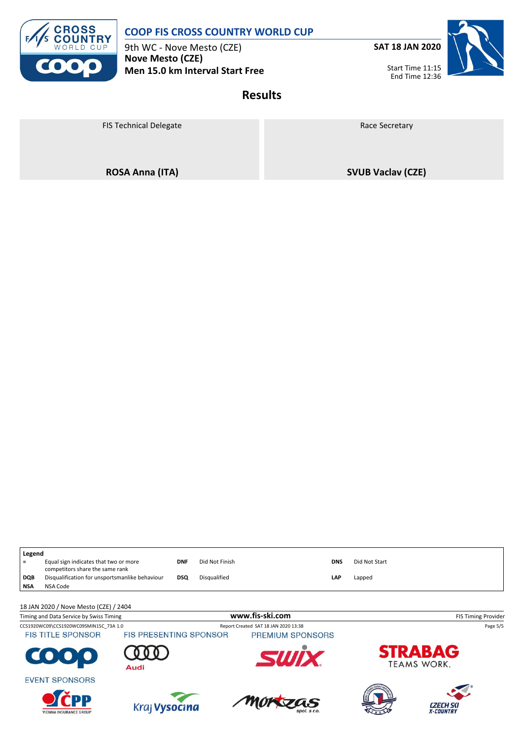# COOP FIS CROSS COUNTRY WORLD CUP

9th WC - Nove Mesto (CZE)

**Nove Mesto (CZE)**

**Men 15.0 km Interval Start Free**

**SAT 18 JAN 2020**

Start Time 11:15
End Time 12:36

## Results

| FIS Technical Delegate | Race Secretary |
|---|---|
| **ROSA Anna (ITA)** | **SVUB Vaclav (CZE)** |

**Legend**

| | | | | | |
|---|---|---|---|---|---|
| = | Equal sign indicates that two or more competitors share the same rank | DNF | Did Not Finish | DNS | Did Not Start |
| DQB | Disqualification for unsportsmanlike behaviour | DSQ | Disqualified | LAP | Lapped |
| NSA | NSA Code | | | | |

18 JAN 2020 / Nove Mesto (CZE) / 2404

Timing and Data Service by Swiss Timing — www.fis-ski.com — FIS Timing Provider

CCS1920WC09\CCS1920WC09SMIN15C_73A 1.0 — Report Created SAT 18 JAN 2020 13:38

FIS TITLE SPONSOR — FIS PRESENTING SPONSOR — PREMIUM SPONSORS

EVENT SPONSORS